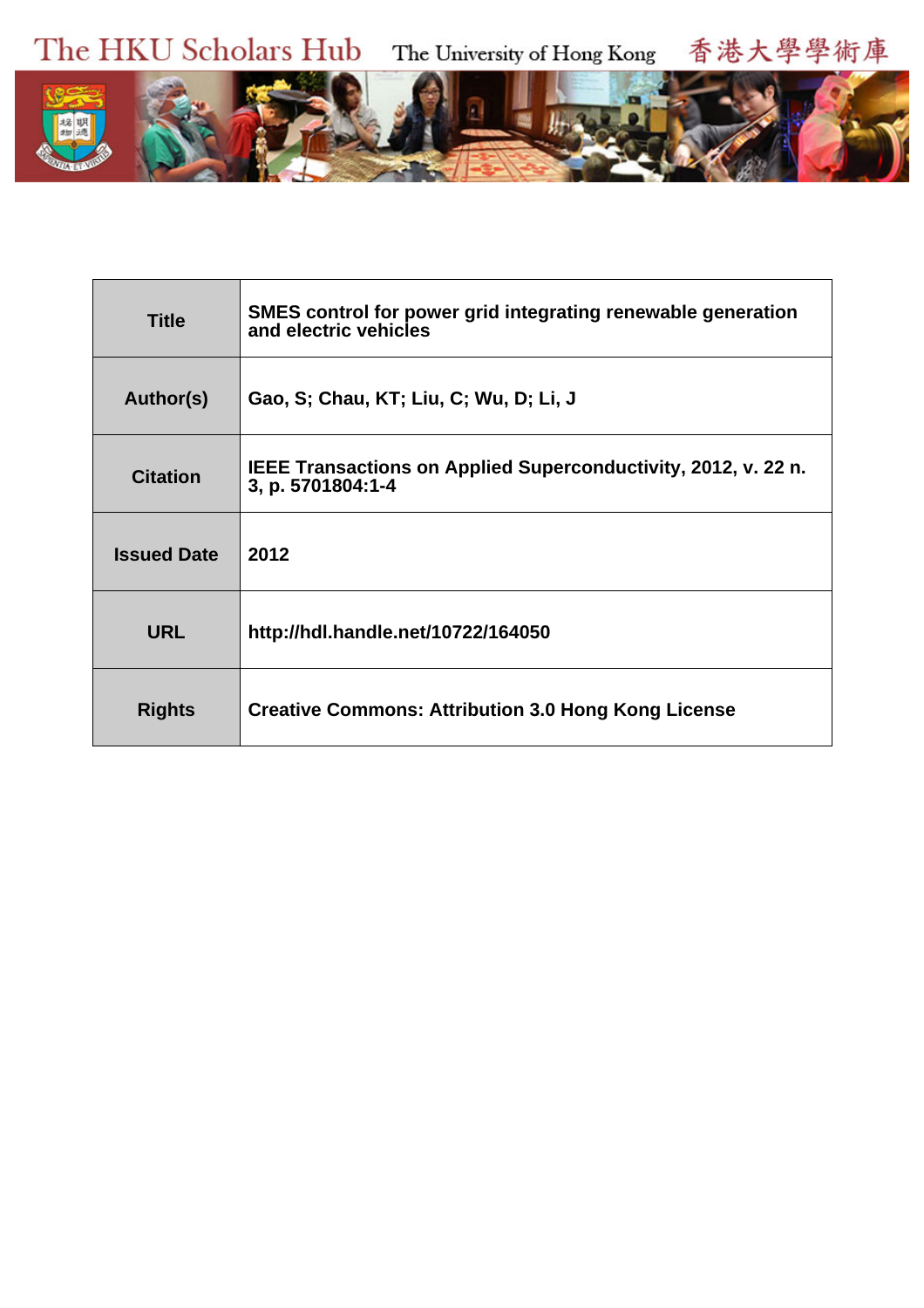The HKU Scholars Hub The University of Hong Kong 香港大學學術庫

| | |
|---|---|
| Title | SMES control for power grid integrating renewable generation and electric vehicles |
| Author(s) | Gao, S; Chau, KT; Liu, C; Wu, D; Li, J |
| Citation | IEEE Transactions on Applied Superconductivity, 2012, v. 22 n. 3, p. 5701804:1-4 |
| Issued Date | 2012 |
| URL | http://hdl.handle.net/10722/164050 |
| Rights | Creative Commons: Attribution 3.0 Hong Kong License |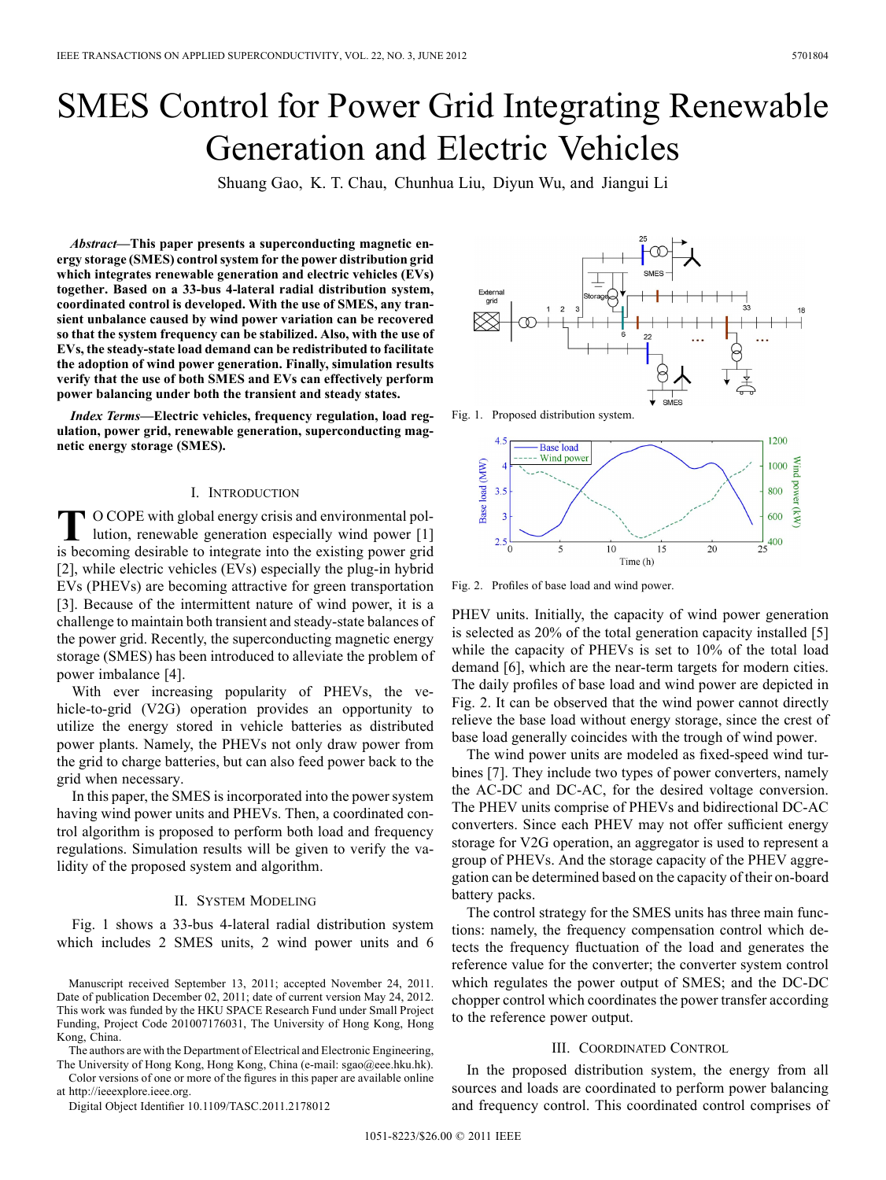# SMES Control for Power Grid Integrating Renewable Generation and Electric Vehicles

Shuang Gao, K. T. Chau, Chunhua Liu, Diyun Wu, and Jiangui Li

***Abstract*—This paper presents a superconducting magnetic energy storage (SMES) control system for the power distribution grid which integrates renewable generation and electric vehicles (EVs) together. Based on a 33-bus 4-lateral radial distribution system, coordinated control is developed. With the use of SMES, any transient unbalance caused by wind power variation can be recovered so that the system frequency can be stabilized. Also, with the use of EVs, the steady-state load demand can be redistributed to facilitate the adoption of wind power generation. Finally, simulation results verify that the use of both SMES and EVs can effectively perform power balancing under both the transient and steady states.**

***Index Terms*—Electric vehicles, frequency regulation, load regulation, power grid, renewable generation, superconducting magnetic energy storage (SMES).**

## I. Introduction

To cope with global energy crisis and environmental pollution, renewable generation especially wind power [1] is becoming desirable to integrate into the existing power grid [2], while electric vehicles (EVs) especially the plug-in hybrid EVs (PHEVs) are becoming attractive for green transportation [3]. Because of the intermittent nature of wind power, it is a challenge to maintain both transient and steady-state balances of the power grid. Recently, the superconducting magnetic energy storage (SMES) has been introduced to alleviate the problem of power imbalance [4].

With ever increasing popularity of PHEVs, the vehicle-to-grid (V2G) operation provides an opportunity to utilize the energy stored in vehicle batteries as distributed power plants. Namely, the PHEVs not only draw power from the grid to charge batteries, but can also feed power back to the grid when necessary.

In this paper, the SMES is incorporated into the power system having wind power units and PHEVs. Then, a coordinated control algorithm is proposed to perform both load and frequency regulations. Simulation results will be given to verify the validity of the proposed system and algorithm.

## II. System Modeling

Fig. 1 shows a 33-bus 4-lateral radial distribution system which includes 2 SMES units, 2 wind power units and 6 PHEV units. Initially, the capacity of wind power generation is selected as 20% of the total generation capacity installed [5] while the capacity of PHEVs is set to 10% of the total load demand [6], which are the near-term targets for modern cities. The daily profiles of base load and wind power are depicted in Fig. 2. It can be observed that the wind power cannot directly relieve the base load without energy storage, since the crest of base load generally coincides with the trough of wind power.

External grid
1 2 3
Storage
25
SMES
33
18
6
22
...
...
SMES

Fig. 1. Proposed distribution system.

Base load
Wind power
Base load (MW)
Wind power (kW)
Time (h)
4.5
4
3.5
3
2.5
0
5
10
15
20
25
1200
1000
800
600
400

Fig. 2. Profiles of base load and wind power.

The wind power units are modeled as fixed-speed wind turbines [7]. They include two types of power converters, namely the AC-DC and DC-AC, for the desired voltage conversion. The PHEV units comprise of PHEVs and bidirectional DC-AC converters. Since each PHEV may not offer sufficient energy storage for V2G operation, an aggregator is used to represent a group of PHEVs. And the storage capacity of the PHEV aggregation can be determined based on the capacity of their on-board battery packs.

The control strategy for the SMES units has three main functions: namely, the frequency compensation control which detects the frequency fluctuation of the load and generates the reference value for the converter; the converter system control which regulates the power output of SMES; and the DC-DC chopper control which coordinates the power transfer according to the reference power output.

## III. Coordinated Control

In the proposed distribution system, the energy from all sources and loads are coordinated to perform power balancing and frequency control. This coordinated control comprises of

Manuscript received September 13, 2011; accepted November 24, 2011. Date of publication December 02, 2011; date of current version May 24, 2012. This work was funded by the HKU SPACE Research Fund under Small Project Funding, Project Code 201007176031, The University of Hong Kong, Hong Kong, China.

The authors are with the Department of Electrical and Electronic Engineering, The University of Hong Kong, Hong Kong, China (e-mail: sgao@eee.hku.hk).

Color versions of one or more of the figures in this paper are available online at http://ieeexplore.ieee.org.

Digital Object Identifier 10.1109/TASC.2011.2178012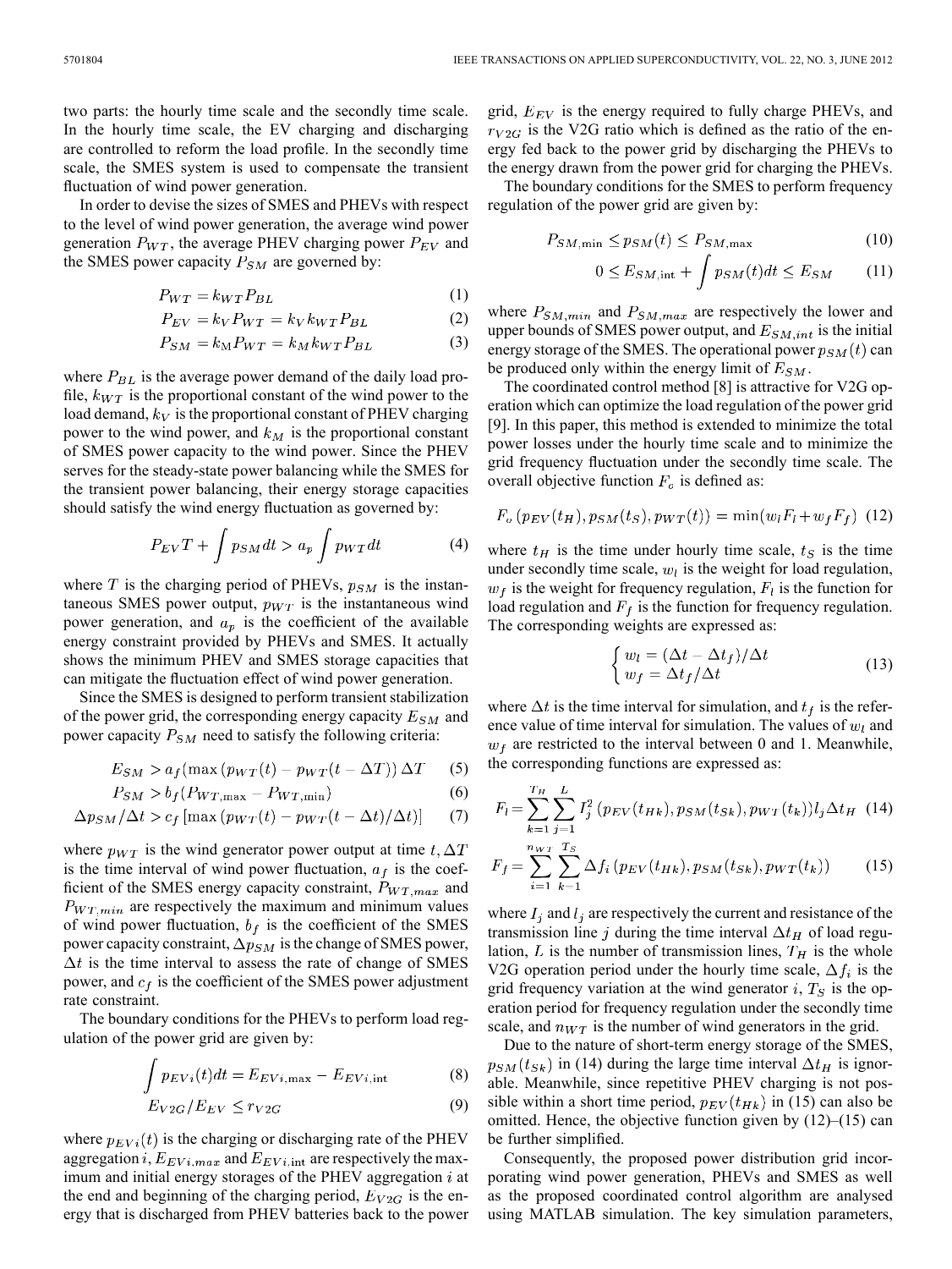two parts: the hourly time scale and the secondly time scale. In the hourly time scale, the EV charging and discharging are controlled to reform the load profile. In the secondly time scale, the SMES system is used to compensate the transient fluctuation of wind power generation.

In order to devise the sizes of SMES and PHEVs with respect to the level of wind power generation, the average wind power generation $P_{WT}$, the average PHEV charging power $P_{EV}$ and the SMES power capacity $P_{SM}$ are governed by:

$$P_{WT} = k_{WT} P_{BL} \tag{1}$$

$$P_{EV} = k_V P_{WT} = k_V k_{WT} P_{BL} \tag{2}$$

$$P_{SM} = k_M P_{WT} = k_M k_{WT} P_{BL} \tag{3}$$

where $P_{BL}$ is the average power demand of the daily load profile, $k_{WT}$ is the proportional constant of the wind power to the load demand, $k_V$ is the proportional constant of PHEV charging power to the wind power, and $k_M$ is the proportional constant of SMES power capacity to the wind power. Since the PHEV serves for the steady-state power balancing while the SMES for the transient power balancing, their energy storage capacities should satisfy the wind energy fluctuation as governed by:

$$P_{EV} T + \int p_{SM} dt > a_p \int p_{WT} dt \tag{4}$$

where $T$ is the charging period of PHEVs, $p_{SM}$ is the instantaneous SMES power output, $p_{WT}$ is the instantaneous wind power generation, and $a_p$ is the coefficient of the available energy constraint provided by PHEVs and SMES. It actually shows the minimum PHEV and SMES storage capacities that can mitigate the fluctuation effect of wind power generation.

Since the SMES is designed to perform transient stabilization of the power grid, the corresponding energy capacity $E_{SM}$ and power capacity $P_{SM}$ need to satisfy the following criteria:

$$E_{SM} > a_f (\max(p_{WT}(t) - p_{WT}(t - \Delta T)) \Delta T \tag{5}$$

$$P_{SM} > b_f (P_{WT,\max} - P_{WT,\min}) \tag{6}$$

$$\Delta p_{SM} / \Delta t > c_f \left[ \max(p_{WT}(t) - p_{WT}(t - \Delta t) / \Delta t) \right] \tag{7}$$

where $p_{WT}$ is the wind generator power output at time $t$, $\Delta T$ is the time interval of wind power fluctuation, $a_f$ is the coefficient of the SMES energy capacity constraint, $P_{WT,max}$ and $P_{WT,min}$ are respectively the maximum and minimum values of wind power fluctuation, $b_f$ is the coefficient of the SMES power capacity constraint, $\Delta p_{SM}$ is the change of SMES power, $\Delta t$ is the time interval to assess the rate of change of SMES power, and $c_f$ is the coefficient of the SMES power adjustment rate constraint.

The boundary conditions for the PHEVs to perform load regulation of the power grid are given by:

$$\int p_{EVi}(t) dt = E_{EVi,\max} - E_{EVi,\text{int}} \tag{8}$$

$$E_{V2G} / E_{EV} \leq r_{V2G} \tag{9}$$

where $p_{EVi}(t)$ is the charging or discharging rate of the PHEV aggregation $i$, $E_{EVi,max}$ and $E_{EVi,\text{int}}$ are respectively the maximum and initial energy storages of the PHEV aggregation $i$ at the end and beginning of the charging period, $E_{V2G}$ is the energy that is discharged from PHEV batteries back to the power grid, $E_{EV}$ is the energy required to fully charge PHEVs, and $r_{V2G}$ is the V2G ratio which is defined as the ratio of the energy fed back to the power grid by discharging the PHEVs to the energy drawn from the power grid for charging the PHEVs.

The boundary conditions for the SMES to perform frequency regulation of the power grid are given by:

$$P_{SM,\min} \leq p_{SM}(t) \leq P_{SM,\max} \tag{10}$$

$$0 \leq E_{SM,\text{int}} + \int p_{SM}(t) dt \leq E_{SM} \tag{11}$$

where $P_{SM,min}$ and $P_{SM,max}$ are respectively the lower and upper bounds of SMES power output, and $E_{SM,int}$ is the initial energy storage of the SMES. The operational power $p_{SM}(t)$ can be produced only within the energy limit of $E_{SM}$.

The coordinated control method [8] is attractive for V2G operation which can optimize the load regulation of the power grid [9]. In this paper, this method is extended to minimize the total power losses under the hourly time scale and to minimize the grid frequency fluctuation under the secondly time scale. The overall objective function $F_o$ is defined as:

$$F_o \left( p_{EV}(t_H), p_{SM}(t_S), p_{WT}(t) \right) = \min(w_l F_l + w_f F_f) \tag{12}$$

where $t_H$ is the time under hourly time scale, $t_S$ is the time under secondly time scale, $w_l$ is the weight for load regulation, $w_f$ is the weight for frequency regulation, $F_l$ is the function for load regulation and $F_f$ is the function for frequency regulation. The corresponding weights are expressed as:

$$\begin{cases} w_l = (\Delta t - \Delta t_f)/\Delta t \\ w_f = \Delta t_f / \Delta t \end{cases} \tag{13}$$

where $\Delta t$ is the time interval for simulation, and $t_f$ is the reference value of time interval for simulation. The values of $w_l$ and $w_f$ are restricted to the interval between 0 and 1. Meanwhile, the corresponding functions are expressed as:

$$F_l = \sum_{k=1}^{T_H} \sum_{j=1}^{L} I_j^2 \left( p_{EV}(t_{Hk}), p_{SM}(t_{Sk}), p_{WT}(t_k) \right) l_j \Delta t_H \tag{14}$$

$$F_f = \sum_{i=1}^{n_{WT}} \sum_{k=1}^{T_S} \Delta f_i \left( p_{EV}(t_{Hk}), p_{SM}(t_{Sk}), p_{WT}(t_k) \right) \tag{15}$$

where $I_j$ and $l_j$ are respectively the current and resistance of the transmission line $j$ during the time interval $\Delta t_H$ of load regulation, $L$ is the number of transmission lines, $T_H$ is the whole V2G operation period under the hourly time scale, $\Delta f_i$ is the grid frequency variation at the wind generator $i$, $T_S$ is the operation period for frequency regulation under the secondly time scale, and $n_{WT}$ is the number of wind generators in the grid.

Due to the nature of short-term energy storage of the SMES, $p_{SM}(t_{Sk})$ in (14) during the large time interval $\Delta t_H$ is ignorable. Meanwhile, since repetitive PHEV charging is not possible within a short time period, $p_{EV}(t_{Hk})$ in (15) can also be omitted. Hence, the objective function given by (12)–(15) can be further simplified.

Consequently, the proposed power distribution grid incorporating wind power generation, PHEVs and SMES as well as the proposed coordinated control algorithm are analysed using MATLAB simulation. The key simulation parameters,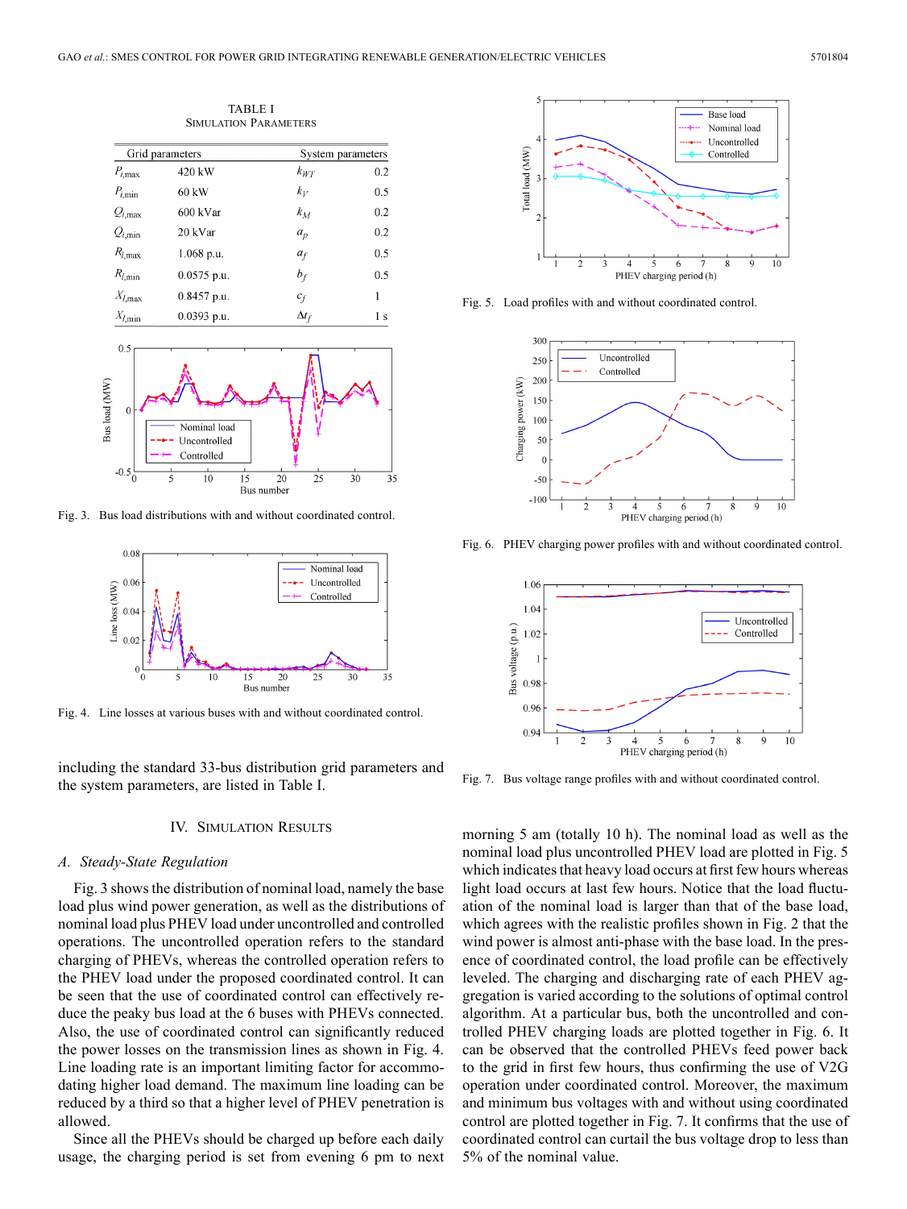TABLE I
SIMULATION PARAMETERS

| Grid parameters | | System parameters | |
|---|---|---|---|
| $P_{i,\max}$ | 420 kW | $k_{WT}$ | 0.2 |
| $P_{i,\min}$ | 60 kW | $k_V$ | 0.5 |
| $Q_{i,\max}$ | 600 kVar | $k_M$ | 0.2 |
| $Q_{i,\min}$ | 20 kVar | $a_p$ | 0.2 |
| $R_{l,\max}$ | 1.068 p.u. | $a_f$ | 0.5 |
| $R_{l,\min}$ | 0.0575 p.u. | $b_f$ | 0.5 |
| $X_{l,\max}$ | 0.8457 p.u. | $c_f$ | 1 |
| $X_{l,\min}$ | 0.0393 p.u. | $\Delta t_f$ | 1 s |

Bus load (MW)
0.5
0
-0.5
0 5 10 15 20 25 30 35
Bus number
Nominal load
Uncontrolled
Controlled

Fig. 3. Bus load distributions with and without coordinated control.

Line loss (MW)
0.08
0.06
0.04
0.02
0
0 5 10 15 20 25 30 35
Bus number
Nominal load
Uncontrolled
Controlled

Fig. 4. Line losses at various buses with and without coordinated control.

including the standard 33-bus distribution grid parameters and the system parameters, are listed in Table I.

## IV. Simulation Results

### A. Steady-State Regulation

Fig. 3 shows the distribution of nominal load, namely the base load plus wind power generation, as well as the distributions of nominal load plus PHEV load under uncontrolled and controlled operations. The uncontrolled operation refers to the standard charging of PHEVs, whereas the controlled operation refers to the PHEV load under the proposed coordinated control. It can be seen that the use of coordinated control can effectively reduce the peaky bus load at the 6 buses with PHEVs connected. Also, the use of coordinated control can significantly reduced the power losses on the transmission lines as shown in Fig. 4. Line loading rate is an important limiting factor for accommodating higher load demand. The maximum line loading can be reduced by a third so that a higher level of PHEV penetration is allowed.

Since all the PHEVs should be charged up before each daily usage, the charging period is set from evening 6 pm to next morning 5 am (totally 10 h). The nominal load as well as the nominal load plus uncontrolled PHEV load are plotted in Fig. 5 which indicates that heavy load occurs at first few hours whereas light load occurs at last few hours. Notice that the load fluctuation of the nominal load is larger than that of the base load, which agrees with the realistic profiles shown in Fig. 2 that the wind power is almost anti-phase with the base load. In the presence of coordinated control, the load profile can be effectively leveled. The charging and discharging rate of each PHEV aggregation is varied according to the solutions of optimal control algorithm. At a particular bus, both the uncontrolled and controlled PHEV charging loads are plotted together in Fig. 6. It can be observed that the controlled PHEVs feed power back to the grid in first few hours, thus confirming the use of V2G operation under coordinated control. Moreover, the maximum and minimum bus voltages with and without using coordinated control are plotted together in Fig. 7. It confirms that the use of coordinated control can curtail the bus voltage drop to less than 5% of the nominal value.

Total load (MW)
5
4
3
2
1
1 2 3 4 5 6 7 8 9 10
PHEV charging period (h)
Base load
Nominal load
Uncontrolled
Controlled

Fig. 5. Load profiles with and without coordinated control.

Charging power (kW)
300
250
200
150
100
50
0
-50
-100
1 2 3 4 5 6 7 8 9 10
PHEV charging period (h)
Uncontrolled
Controlled

Fig. 6. PHEV charging power profiles with and without coordinated control.

Bus voltage (p.u.)
1.06
1.04
1.02
1
0.98
0.96
0.94
1 2 3 4 5 6 7 8 9 10
PHEV charging period (h)
Uncontrolled
Controlled

Fig. 7. Bus voltage range profiles with and without coordinated control.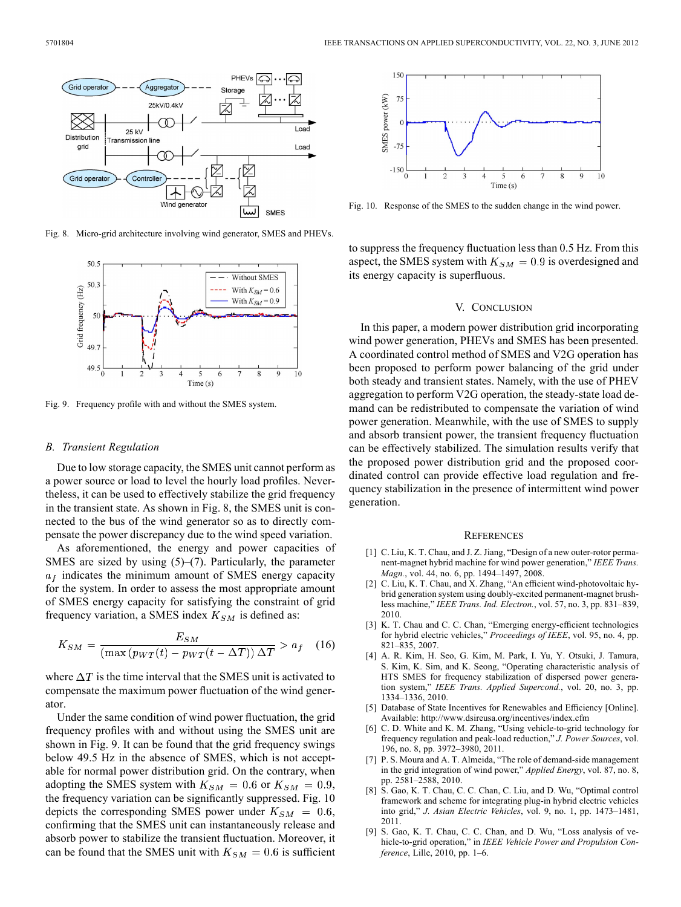Grid operator
Aggregator
PHEVs
Storage
25kV/0.4kV
Distribution grid
25 kV
Transmission line
Load
Load
Grid operator
Controller
Wind generator
SMES

Fig. 8. Micro-grid architecture involving wind generator, SMES and PHEVs.

50.5
50.3
50
49.7
49.5
Grid frequency (Hz)
0 1 2 3 4 5 6 7 8 9 10
Time (s)
Without SMES
With $K_{SM} = 0.6$
With $K_{SM} = 0.9$

Fig. 9. Frequency profile with and without the SMES system.

### B. Transient Regulation

Due to low storage capacity, the SMES unit cannot perform as a power source or load to level the hourly load profiles. Nevertheless, it can be used to effectively stabilize the grid frequency in the transient state. As shown in Fig. 8, the SMES unit is connected to the bus of the wind generator so as to directly compensate the power discrepancy due to the wind speed variation.

As aforementioned, the energy and power capacities of SMES are sized by using (5)–(7). Particularly, the parameter $a_f$ indicates the minimum amount of SMES energy capacity for the system. In order to assess the most appropriate amount of SMES energy capacity for satisfying the constraint of grid frequency variation, a SMES index $K_{SM}$ is defined as:

$$K_{SM} = \frac{E_{SM}}{\left(\max\left(p_{WT}(t) - p_{WT}(t - \Delta T)\right) \Delta T\right.} > a_f \quad (16)$$

where $\Delta T$ is the time interval that the SMES unit is activated to compensate the maximum power fluctuation of the wind generator.

Under the same condition of wind power fluctuation, the grid frequency profiles with and without using the SMES unit are shown in Fig. 9. It can be found that the grid frequency swings below 49.5 Hz in the absence of SMES, which is not acceptable for normal power distribution grid. On the contrary, when adopting the SMES system with $K_{SM} = 0.6$ or $K_{SM} = 0.9$, the frequency variation can be significantly suppressed. Fig. 10 depicts the corresponding SMES power under $K_{SM} = 0.6$, confirming that the SMES unit can instantaneously release and absorb power to stabilize the transient fluctuation. Moreover, it can be found that the SMES unit with $K_{SM} = 0.6$ is sufficient to suppress the frequency fluctuation less than 0.5 Hz. From this aspect, the SMES system with $K_{SM} = 0.9$ is overdesigned and its energy capacity is superfluous.

150
75
0
-75
-150
SMES power (kW)
0 1 2 3 4 5 6 7 8 9 10
Time (s)

Fig. 10. Response of the SMES to the sudden change in the wind power.

## V. Conclusion

In this paper, a modern power distribution grid incorporating wind power generation, PHEVs and SMES has been presented. A coordinated control method of SMES and V2G operation has been proposed to perform power balancing of the grid under both steady and transient states. Namely, with the use of PHEV aggregation to perform V2G operation, the steady-state load demand can be redistributed to compensate the variation of wind power generation. Meanwhile, with the use of SMES to supply and absorb transient power, the transient frequency fluctuation can be effectively stabilized. The simulation results verify that the proposed power distribution grid and the proposed coordinated control can provide effective load regulation and frequency stabilization in the presence of intermittent wind power generation.

## References

[1] C. Liu, K. T. Chau, and J. Z. Jiang, “Design of a new outer-rotor permanent-magnet hybrid machine for wind power generation,” *IEEE Trans. Magn.*, vol. 44, no. 6, pp. 1494–1497, 2008.

[2] C. Liu, K. T. Chau, and X. Zhang, “An efficient wind-photovoltaic hybrid generation system using doubly-excited permanent-magnet brushless machine,” *IEEE Trans. Ind. Electron.*, vol. 57, no. 3, pp. 831–839, 2010.

[3] K. T. Chau and C. C. Chan, “Emerging energy-efficient technologies for hybrid electric vehicles,” *Proceedings of IEEE*, vol. 95, no. 4, pp. 821–835, 2007.

[4] A. R. Kim, H. Seo, G. Kim, M. Park, I. Yu, Y. Otsuki, J. Tamura, S. Kim, K. Sim, and K. Seong, “Operating characteristic analysis of HTS SMES for frequency stabilization of dispersed power generation system,” *IEEE Trans. Applied Supercond.*, vol. 20, no. 3, pp. 1334–1336, 2010.

[5] Database of State Incentives for Renewables and Efficiency [Online]. Available: http://www.dsireusa.org/incentives/index.cfm

[6] C. D. White and K. M. Zhang, “Using vehicle-to-grid technology for frequency regulation and peak-load reduction,” *J. Power Sources*, vol. 196, no. 8, pp. 3972–3980, 2011.

[7] P. S. Moura and A. T. Almeida, “The role of demand-side management in the grid integration of wind power,” *Applied Energy*, vol. 87, no. 8, pp. 2581–2588, 2010.

[8] S. Gao, K. T. Chau, C. C. Chan, C. Liu, and D. Wu, “Optimal control framework and scheme for integrating plug-in hybrid electric vehicles into grid,” *J. Asian Electric Vehicles*, vol. 9, no. 1, pp. 1473–1481, 2011.

[9] S. Gao, K. T. Chau, C. C. Chan, and D. Wu, “Loss analysis of vehicle-to-grid operation,” in *IEEE Vehicle Power and Propulsion Conference*, Lille, 2010, pp. 1–6.